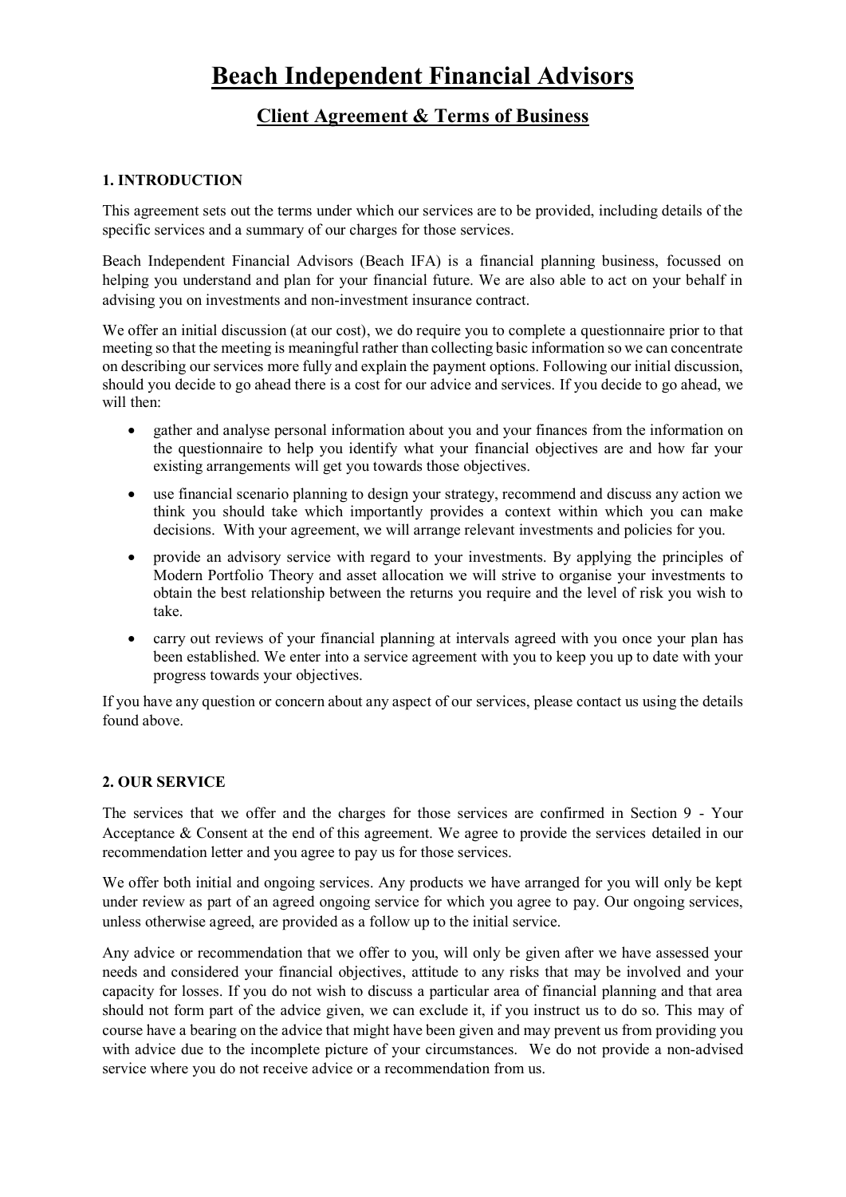# Beach Independent Financial Advisors

## Client Agreement & Terms of Business

### 1. INTRODUCTION

This agreement sets out the terms under which our services are to be provided, including details of the specific services and a summary of our charges for those services.

Beach Independent Financial Advisors (Beach IFA) is a financial planning business, focussed on helping you understand and plan for your financial future. We are also able to act on your behalf in advising you on investments and non-investment insurance contract.

We offer an initial discussion (at our cost), we do require you to complete a questionnaire prior to that meeting so that the meeting is meaningful rather than collecting basic information so we can concentrate on describing our services more fully and explain the payment options. Following our initial discussion, should you decide to go ahead there is a cost for our advice and services. If you decide to go ahead, we will then:

- gather and analyse personal information about you and your finances from the information on the questionnaire to help you identify what your financial objectives are and how far your existing arrangements will get you towards those objectives.
- use financial scenario planning to design your strategy, recommend and discuss any action we think you should take which importantly provides a context within which you can make decisions. With your agreement, we will arrange relevant investments and policies for you.
- provide an advisory service with regard to your investments. By applying the principles of Modern Portfolio Theory and asset allocation we will strive to organise your investments to obtain the best relationship between the returns you require and the level of risk you wish to take.
- carry out reviews of your financial planning at intervals agreed with you once your plan has been established. We enter into a service agreement with you to keep you up to date with your progress towards your objectives.

If you have any question or concern about any aspect of our services, please contact us using the details found above.

### 2. OUR SERVICE

The services that we offer and the charges for those services are confirmed in Section 9 - Your Acceptance & Consent at the end of this agreement. We agree to provide the services detailed in our recommendation letter and you agree to pay us for those services.

We offer both initial and ongoing services. Any products we have arranged for you will only be kept under review as part of an agreed ongoing service for which you agree to pay. Our ongoing services, unless otherwise agreed, are provided as a follow up to the initial service.

Any advice or recommendation that we offer to you, will only be given after we have assessed your needs and considered your financial objectives, attitude to any risks that may be involved and your capacity for losses. If you do not wish to discuss a particular area of financial planning and that area should not form part of the advice given, we can exclude it, if you instruct us to do so. This may of course have a bearing on the advice that might have been given and may prevent us from providing you with advice due to the incomplete picture of your circumstances. We do not provide a non-advised service where you do not receive advice or a recommendation from us.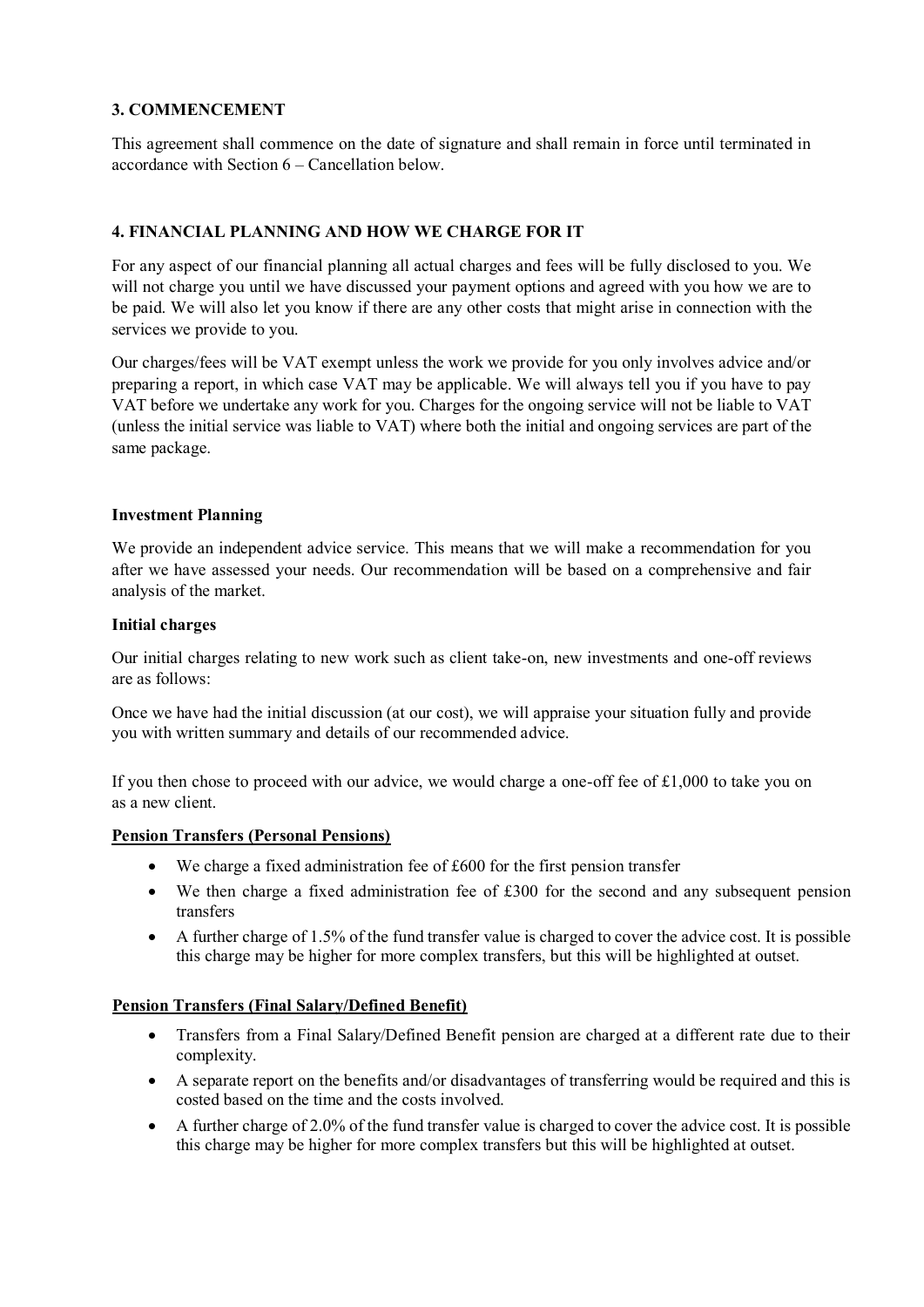### 3. COMMENCEMENT

This agreement shall commence on the date of signature and shall remain in force until terminated in accordance with Section 6 – Cancellation below.

### 4. FINANCIAL PLANNING AND HOW WE CHARGE FOR IT

For any aspect of our financial planning all actual charges and fees will be fully disclosed to you. We will not charge you until we have discussed your payment options and agreed with you how we are to be paid. We will also let you know if there are any other costs that might arise in connection with the services we provide to you.

Our charges/fees will be VAT exempt unless the work we provide for you only involves advice and/or preparing a report, in which case VAT may be applicable. We will always tell you if you have to pay VAT before we undertake any work for you. Charges for the ongoing service will not be liable to VAT (unless the initial service was liable to VAT) where both the initial and ongoing services are part of the same package.

**Investment Planning**

We provide an independent advice service. This means that we will make a recommendation for you after we have assessed your needs. Our recommendation will be based on a comprehensive and fair analysis of the market.

**Initial charges**

Our initial charges relating to new work such as client take-on, new investments and one-off reviews are as follows:

Once we have had the initial discussion (at our cost), we will appraise your situation fully and provide you with written summary and details of our recommended advice.

If you then chose to proceed with our advice, we would charge a one-off fee of £1,000 to take you on as a new client.

**Pension Transfers (Personal Pensions)**

- We charge a fixed administration fee of £600 for the first pension transfer
- We then charge a fixed administration fee of £300 for the second and any subsequent pension transfers
- A further charge of 1.5% of the fund transfer value is charged to cover the advice cost. It is possible this charge may be higher for more complex transfers, but this will be highlighted at outset.

**Pension Transfers (Final Salary/Defined Benefit)**

- Transfers from a Final Salary/Defined Benefit pension are charged at a different rate due to their complexity.
- A separate report on the benefits and/or disadvantages of transferring would be required and this is costed based on the time and the costs involved.
- A further charge of 2.0% of the fund transfer value is charged to cover the advice cost. It is possible this charge may be higher for more complex transfers but this will be highlighted at outset.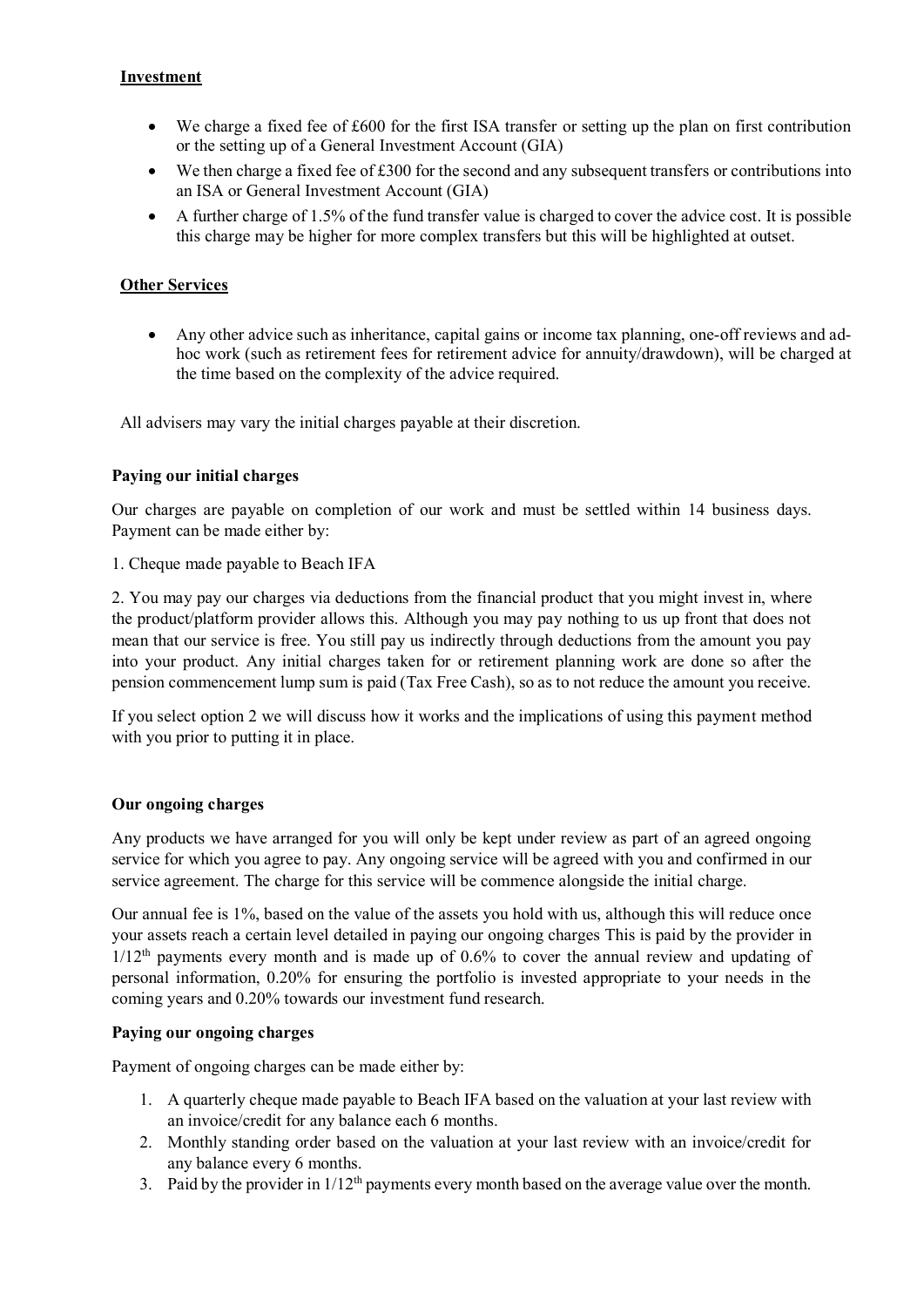## Investment

- We charge a fixed fee of £600 for the first ISA transfer or setting up the plan on first contribution or the setting up of a General Investment Account (GIA)
- We then charge a fixed fee of £300 for the second and any subsequent transfers or contributions into an ISA or General Investment Account (GIA)
- A further charge of 1.5% of the fund transfer value is charged to cover the advice cost. It is possible this charge may be higher for more complex transfers but this will be highlighted at outset.

## Other Services

- Any other advice such as inheritance, capital gains or income tax planning, one-off reviews and ad-hoc work (such as retirement fees for retirement advice for annuity/drawdown), will be charged at the time based on the complexity of the advice required.

All advisers may vary the initial charges payable at their discretion.

### Paying our initial charges

Our charges are payable on completion of our work and must be settled within 14 business days. Payment can be made either by:

1. Cheque made payable to Beach IFA

2. You may pay our charges via deductions from the financial product that you might invest in, where the product/platform provider allows this. Although you may pay nothing to us up front that does not mean that our service is free. You still pay us indirectly through deductions from the amount you pay into your product. Any initial charges taken for or retirement planning work are done so after the pension commencement lump sum is paid (Tax Free Cash), so as to not reduce the amount you receive.

If you select option 2 we will discuss how it works and the implications of using this payment method with you prior to putting it in place.

### Our ongoing charges

Any products we have arranged for you will only be kept under review as part of an agreed ongoing service for which you agree to pay. Any ongoing service will be agreed with you and confirmed in our service agreement. The charge for this service will be commence alongside the initial charge.

Our annual fee is 1%, based on the value of the assets you hold with us, although this will reduce once your assets reach a certain level detailed in paying our ongoing charges This is paid by the provider in 1/12th payments every month and is made up of 0.6% to cover the annual review and updating of personal information, 0.20% for ensuring the portfolio is invested appropriate to your needs in the coming years and 0.20% towards our investment fund research.

### Paying our ongoing charges

Payment of ongoing charges can be made either by:

1. A quarterly cheque made payable to Beach IFA based on the valuation at your last review with an invoice/credit for any balance each 6 months.
2. Monthly standing order based on the valuation at your last review with an invoice/credit for any balance every 6 months.
3. Paid by the provider in 1/12th payments every month based on the average value over the month.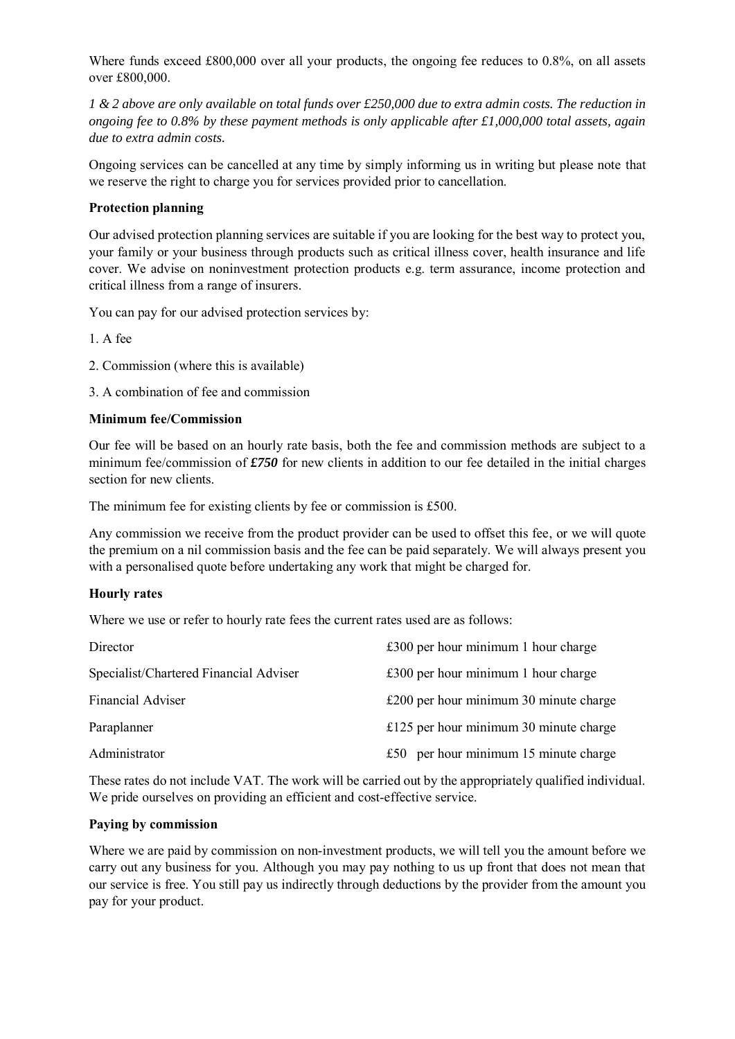Where funds exceed £800,000 over all your products, the ongoing fee reduces to 0.8%, on all assets over £800,000.

*1 & 2 above are only available on total funds over £250,000 due to extra admin costs. The reduction in ongoing fee to 0.8% by these payment methods is only applicable after £1,000,000 total assets, again due to extra admin costs.*

Ongoing services can be cancelled at any time by simply informing us in writing but please note that we reserve the right to charge you for services provided prior to cancellation.

**Protection planning**

Our advised protection planning services are suitable if you are looking for the best way to protect you, your family or your business through products such as critical illness cover, health insurance and life cover. We advise on noninvestment protection products e.g. term assurance, income protection and critical illness from a range of insurers.

You can pay for our advised protection services by:

1. A fee
2. Commission (where this is available)
3. A combination of fee and commission

**Minimum fee/Commission**

Our fee will be based on an hourly rate basis, both the fee and commission methods are subject to a minimum fee/commission of ***£750*** for new clients in addition to our fee detailed in the initial charges section for new clients.

The minimum fee for existing clients by fee or commission is £500.

Any commission we receive from the product provider can be used to offset this fee, or we will quote the premium on a nil commission basis and the fee can be paid separately. We will always present you with a personalised quote before undertaking any work that might be charged for.

**Hourly rates**

Where we use or refer to hourly rate fees the current rates used are as follows:

| | |
|---|---|
| Director | £300 per hour minimum 1 hour charge |
| Specialist/Chartered Financial Adviser | £300 per hour minimum 1 hour charge |
| Financial Adviser | £200 per hour minimum 30 minute charge |
| Paraplanner | £125 per hour minimum 30 minute charge |
| Administrator | £50 per hour minimum 15 minute charge |

These rates do not include VAT. The work will be carried out by the appropriately qualified individual. We pride ourselves on providing an efficient and cost-effective service.

**Paying by commission**

Where we are paid by commission on non-investment products, we will tell you the amount before we carry out any business for you. Although you may pay nothing to us up front that does not mean that our service is free. You still pay us indirectly through deductions by the provider from the amount you pay for your product.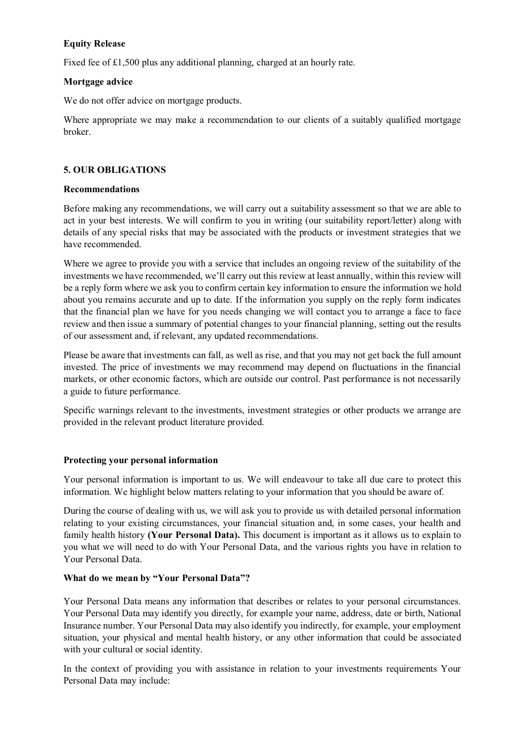**Equity Release**

Fixed fee of £1,500 plus any additional planning, charged at an hourly rate.

**Mortgage advice**

We do not offer advice on mortgage products.

Where appropriate we may make a recommendation to our clients of a suitably qualified mortgage broker.

## 5. OUR OBLIGATIONS

**Recommendations**

Before making any recommendations, we will carry out a suitability assessment so that we are able to act in your best interests. We will confirm to you in writing (our suitability report/letter) along with details of any special risks that may be associated with the products or investment strategies that we have recommended.

Where we agree to provide you with a service that includes an ongoing review of the suitability of the investments we have recommended, we'll carry out this review at least annually, within this review will be a reply form where we ask you to confirm certain key information to ensure the information we hold about you remains accurate and up to date. If the information you supply on the reply form indicates that the financial plan we have for you needs changing we will contact you to arrange a face to face review and then issue a summary of potential changes to your financial planning, setting out the results of our assessment and, if relevant, any updated recommendations.

Please be aware that investments can fall, as well as rise, and that you may not get back the full amount invested. The price of investments we may recommend may depend on fluctuations in the financial markets, or other economic factors, which are outside our control. Past performance is not necessarily a guide to future performance.

Specific warnings relevant to the investments, investment strategies or other products we arrange are provided in the relevant product literature provided.

**Protecting your personal information**

Your personal information is important to us. We will endeavour to take all due care to protect this information. We highlight below matters relating to your information that you should be aware of.

During the course of dealing with us, we will ask you to provide us with detailed personal information relating to your existing circumstances, your financial situation and, in some cases, your health and family health history **(Your Personal Data).** This document is important as it allows us to explain to you what we will need to do with Your Personal Data, and the various rights you have in relation to Your Personal Data.

**What do we mean by "Your Personal Data"?**

Your Personal Data means any information that describes or relates to your personal circumstances. Your Personal Data may identify you directly, for example your name, address, date or birth, National Insurance number. Your Personal Data may also identify you indirectly, for example, your employment situation, your physical and mental health history, or any other information that could be associated with your cultural or social identity.

In the context of providing you with assistance in relation to your investments requirements Your Personal Data may include: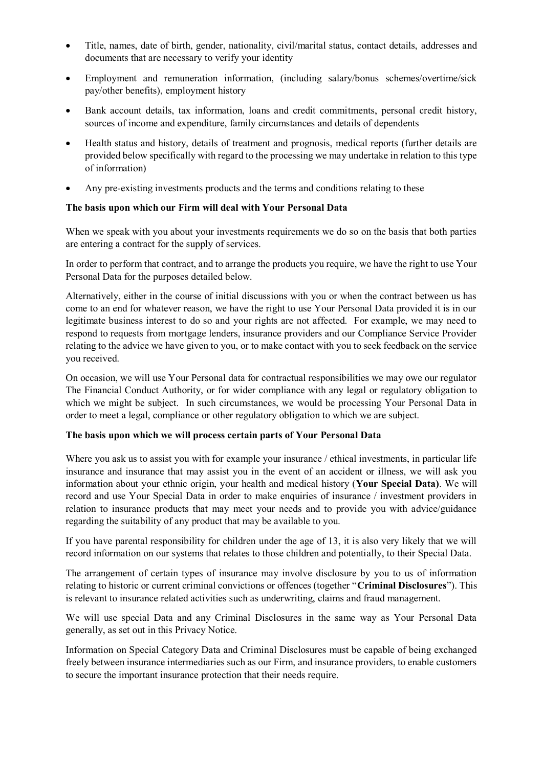- Title, names, date of birth, gender, nationality, civil/marital status, contact details, addresses and documents that are necessary to verify your identity
- Employment and remuneration information, (including salary/bonus schemes/overtime/sick pay/other benefits), employment history
- Bank account details, tax information, loans and credit commitments, personal credit history, sources of income and expenditure, family circumstances and details of dependents
- Health status and history, details of treatment and prognosis, medical reports (further details are provided below specifically with regard to the processing we may undertake in relation to this type of information)
- Any pre-existing investments products and the terms and conditions relating to these

**The basis upon which our Firm will deal with Your Personal Data**

When we speak with you about your investments requirements we do so on the basis that both parties are entering a contract for the supply of services.

In order to perform that contract, and to arrange the products you require, we have the right to use Your Personal Data for the purposes detailed below.

Alternatively, either in the course of initial discussions with you or when the contract between us has come to an end for whatever reason, we have the right to use Your Personal Data provided it is in our legitimate business interest to do so and your rights are not affected. For example, we may need to respond to requests from mortgage lenders, insurance providers and our Compliance Service Provider relating to the advice we have given to you, or to make contact with you to seek feedback on the service you received.

On occasion, we will use Your Personal data for contractual responsibilities we may owe our regulator The Financial Conduct Authority, or for wider compliance with any legal or regulatory obligation to which we might be subject. In such circumstances, we would be processing Your Personal Data in order to meet a legal, compliance or other regulatory obligation to which we are subject.

**The basis upon which we will process certain parts of Your Personal Data**

Where you ask us to assist you with for example your insurance / ethical investments, in particular life insurance and insurance that may assist you in the event of an accident or illness, we will ask you information about your ethnic origin, your health and medical history (**Your Special Data)**. We will record and use Your Special Data in order to make enquiries of insurance / investment providers in relation to insurance products that may meet your needs and to provide you with advice/guidance regarding the suitability of any product that may be available to you.

If you have parental responsibility for children under the age of 13, it is also very likely that we will record information on our systems that relates to those children and potentially, to their Special Data.

The arrangement of certain types of insurance may involve disclosure by you to us of information relating to historic or current criminal convictions or offences (together "**Criminal Disclosures**"). This is relevant to insurance related activities such as underwriting, claims and fraud management.

We will use special Data and any Criminal Disclosures in the same way as Your Personal Data generally, as set out in this Privacy Notice.

Information on Special Category Data and Criminal Disclosures must be capable of being exchanged freely between insurance intermediaries such as our Firm, and insurance providers, to enable customers to secure the important insurance protection that their needs require.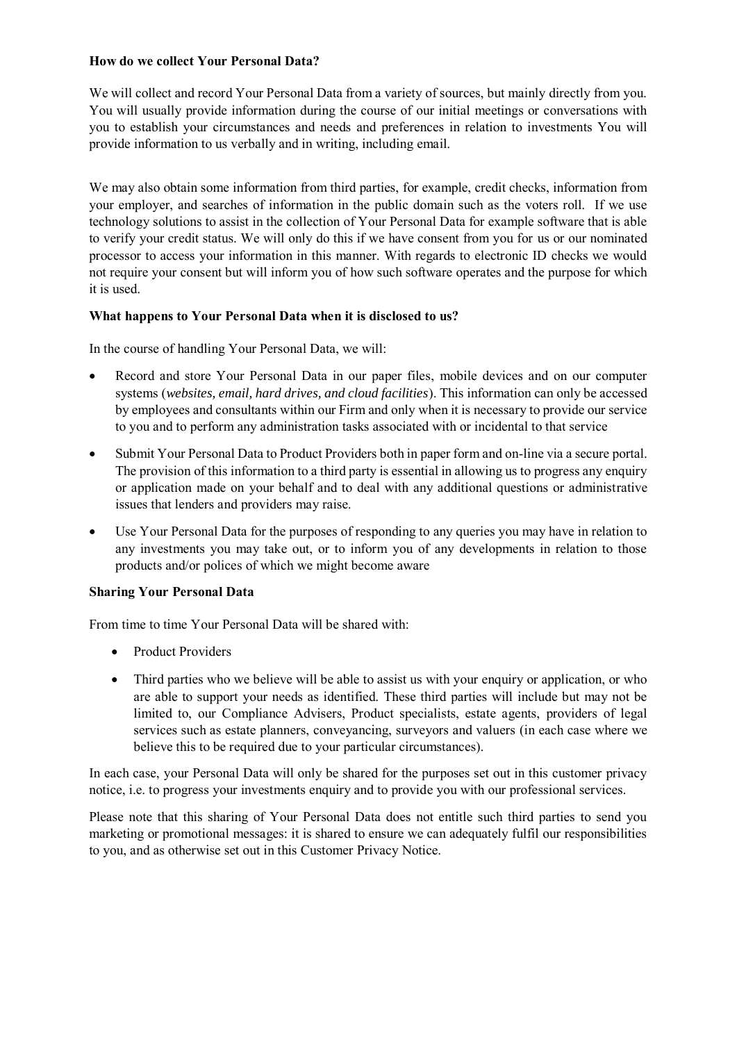**How do we collect Your Personal Data?**

We will collect and record Your Personal Data from a variety of sources, but mainly directly from you. You will usually provide information during the course of our initial meetings or conversations with you to establish your circumstances and needs and preferences in relation to investments You will provide information to us verbally and in writing, including email.

We may also obtain some information from third parties, for example, credit checks, information from your employer, and searches of information in the public domain such as the voters roll. If we use technology solutions to assist in the collection of Your Personal Data for example software that is able to verify your credit status. We will only do this if we have consent from you for us or our nominated processor to access your information in this manner. With regards to electronic ID checks we would not require your consent but will inform you of how such software operates and the purpose for which it is used.

**What happens to Your Personal Data when it is disclosed to us?**

In the course of handling Your Personal Data, we will:

- Record and store Your Personal Data in our paper files, mobile devices and on our computer systems (*websites, email, hard drives, and cloud facilities*). This information can only be accessed by employees and consultants within our Firm and only when it is necessary to provide our service to you and to perform any administration tasks associated with or incidental to that service
- Submit Your Personal Data to Product Providers both in paper form and on-line via a secure portal. The provision of this information to a third party is essential in allowing us to progress any enquiry or application made on your behalf and to deal with any additional questions or administrative issues that lenders and providers may raise.
- Use Your Personal Data for the purposes of responding to any queries you may have in relation to any investments you may take out, or to inform you of any developments in relation to those products and/or polices of which we might become aware

**Sharing Your Personal Data**

From time to time Your Personal Data will be shared with:

- Product Providers
- Third parties who we believe will be able to assist us with your enquiry or application, or who are able to support your needs as identified. These third parties will include but may not be limited to, our Compliance Advisers, Product specialists, estate agents, providers of legal services such as estate planners, conveyancing, surveyors and valuers (in each case where we believe this to be required due to your particular circumstances).

In each case, your Personal Data will only be shared for the purposes set out in this customer privacy notice, i.e. to progress your investments enquiry and to provide you with our professional services.

Please note that this sharing of Your Personal Data does not entitle such third parties to send you marketing or promotional messages: it is shared to ensure we can adequately fulfil our responsibilities to you, and as otherwise set out in this Customer Privacy Notice.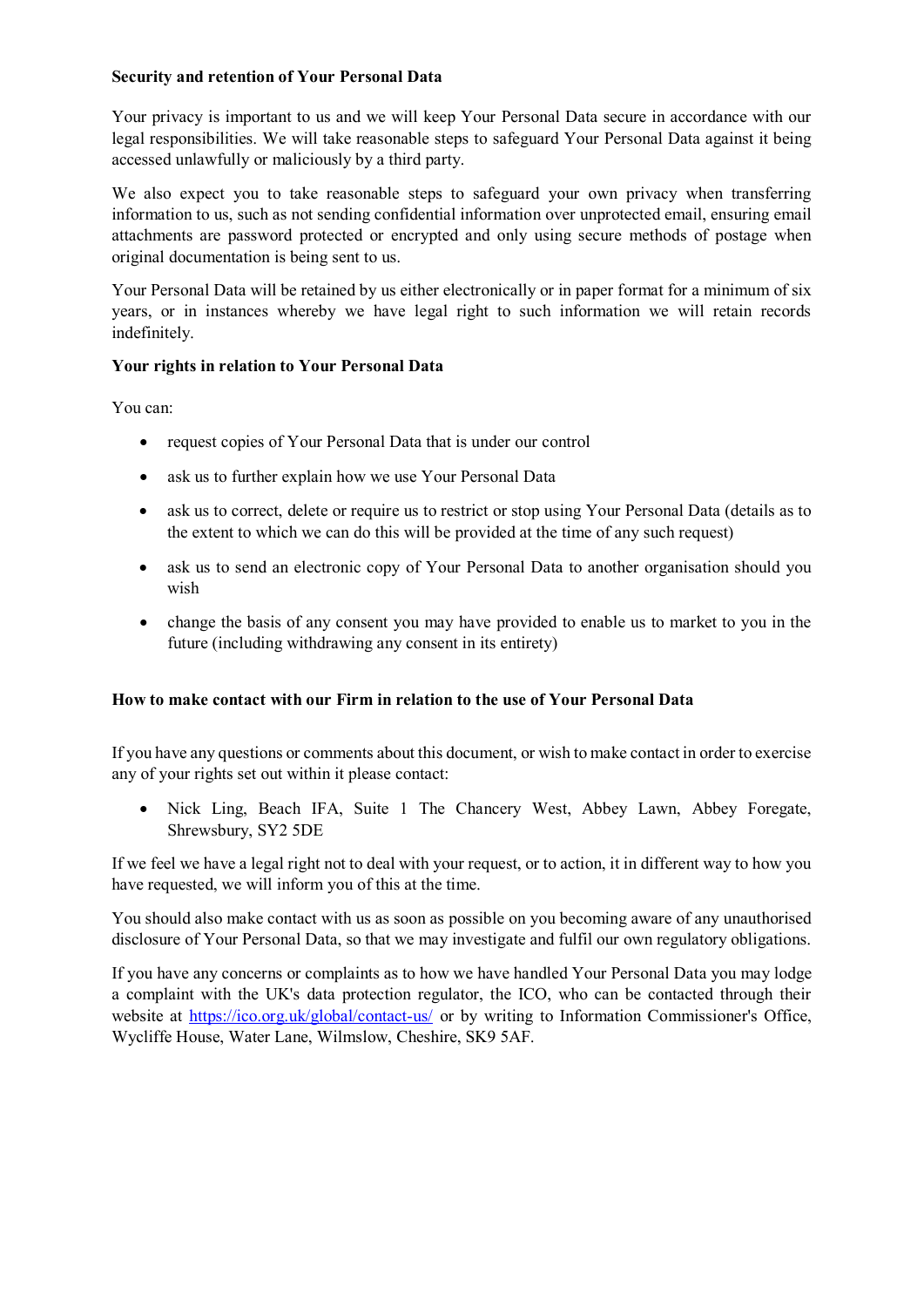**Security and retention of Your Personal Data**

Your privacy is important to us and we will keep Your Personal Data secure in accordance with our legal responsibilities. We will take reasonable steps to safeguard Your Personal Data against it being accessed unlawfully or maliciously by a third party.

We also expect you to take reasonable steps to safeguard your own privacy when transferring information to us, such as not sending confidential information over unprotected email, ensuring email attachments are password protected or encrypted and only using secure methods of postage when original documentation is being sent to us.

Your Personal Data will be retained by us either electronically or in paper format for a minimum of six years, or in instances whereby we have legal right to such information we will retain records indefinitely.

**Your rights in relation to Your Personal Data**

You can:

- request copies of Your Personal Data that is under our control
- ask us to further explain how we use Your Personal Data
- ask us to correct, delete or require us to restrict or stop using Your Personal Data (details as to the extent to which we can do this will be provided at the time of any such request)
- ask us to send an electronic copy of Your Personal Data to another organisation should you wish
- change the basis of any consent you may have provided to enable us to market to you in the future (including withdrawing any consent in its entirety)

**How to make contact with our Firm in relation to the use of Your Personal Data**

If you have any questions or comments about this document, or wish to make contact in order to exercise any of your rights set out within it please contact:

- Nick Ling, Beach IFA, Suite 1 The Chancery West, Abbey Lawn, Abbey Foregate, Shrewsbury, SY2 5DE

If we feel we have a legal right not to deal with your request, or to action, it in different way to how you have requested, we will inform you of this at the time.

You should also make contact with us as soon as possible on you becoming aware of any unauthorised disclosure of Your Personal Data, so that we may investigate and fulfil our own regulatory obligations.

If you have any concerns or complaints as to how we have handled Your Personal Data you may lodge a complaint with the UK's data protection regulator, the ICO, who can be contacted through their website at https://ico.org.uk/global/contact-us/ or by writing to Information Commissioner's Office, Wycliffe House, Water Lane, Wilmslow, Cheshire, SK9 5AF.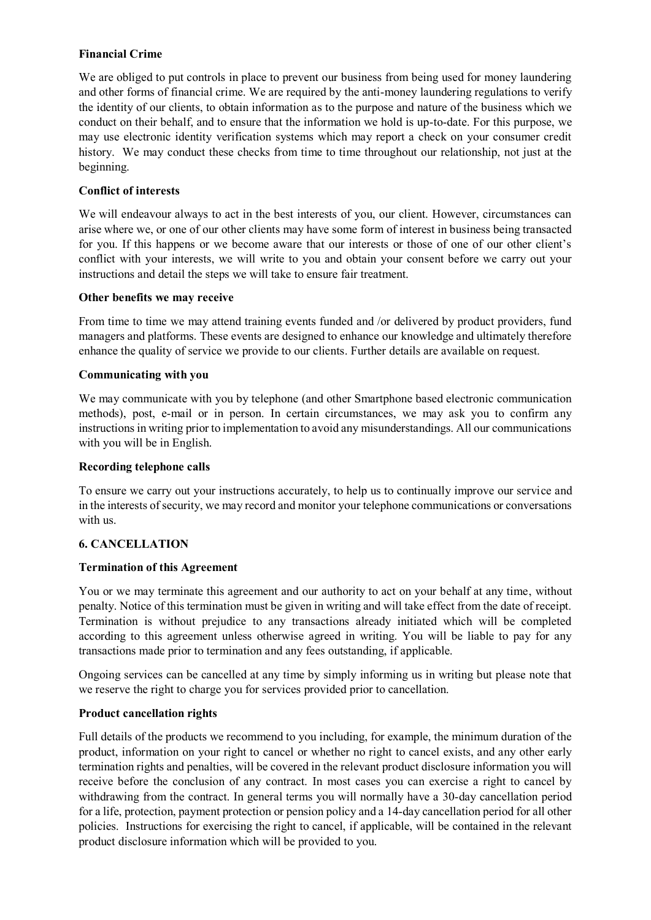**Financial Crime**

We are obliged to put controls in place to prevent our business from being used for money laundering and other forms of financial crime. We are required by the anti-money laundering regulations to verify the identity of our clients, to obtain information as to the purpose and nature of the business which we conduct on their behalf, and to ensure that the information we hold is up-to-date. For this purpose, we may use electronic identity verification systems which may report a check on your consumer credit history. We may conduct these checks from time to time throughout our relationship, not just at the beginning.

**Conflict of interests**

We will endeavour always to act in the best interests of you, our client. However, circumstances can arise where we, or one of our other clients may have some form of interest in business being transacted for you. If this happens or we become aware that our interests or those of one of our other client's conflict with your interests, we will write to you and obtain your consent before we carry out your instructions and detail the steps we will take to ensure fair treatment.

**Other benefits we may receive**

From time to time we may attend training events funded and /or delivered by product providers, fund managers and platforms. These events are designed to enhance our knowledge and ultimately therefore enhance the quality of service we provide to our clients. Further details are available on request.

**Communicating with you**

We may communicate with you by telephone (and other Smartphone based electronic communication methods), post, e-mail or in person. In certain circumstances, we may ask you to confirm any instructions in writing prior to implementation to avoid any misunderstandings. All our communications with you will be in English.

**Recording telephone calls**

To ensure we carry out your instructions accurately, to help us to continually improve our service and in the interests of security, we may record and monitor your telephone communications or conversations with us.

## 6. CANCELLATION

**Termination of this Agreement**

You or we may terminate this agreement and our authority to act on your behalf at any time, without penalty. Notice of this termination must be given in writing and will take effect from the date of receipt. Termination is without prejudice to any transactions already initiated which will be completed according to this agreement unless otherwise agreed in writing. You will be liable to pay for any transactions made prior to termination and any fees outstanding, if applicable.

Ongoing services can be cancelled at any time by simply informing us in writing but please note that we reserve the right to charge you for services provided prior to cancellation.

**Product cancellation rights**

Full details of the products we recommend to you including, for example, the minimum duration of the product, information on your right to cancel or whether no right to cancel exists, and any other early termination rights and penalties, will be covered in the relevant product disclosure information you will receive before the conclusion of any contract. In most cases you can exercise a right to cancel by withdrawing from the contract. In general terms you will normally have a 30-day cancellation period for a life, protection, payment protection or pension policy and a 14-day cancellation period for all other policies. Instructions for exercising the right to cancel, if applicable, will be contained in the relevant product disclosure information which will be provided to you.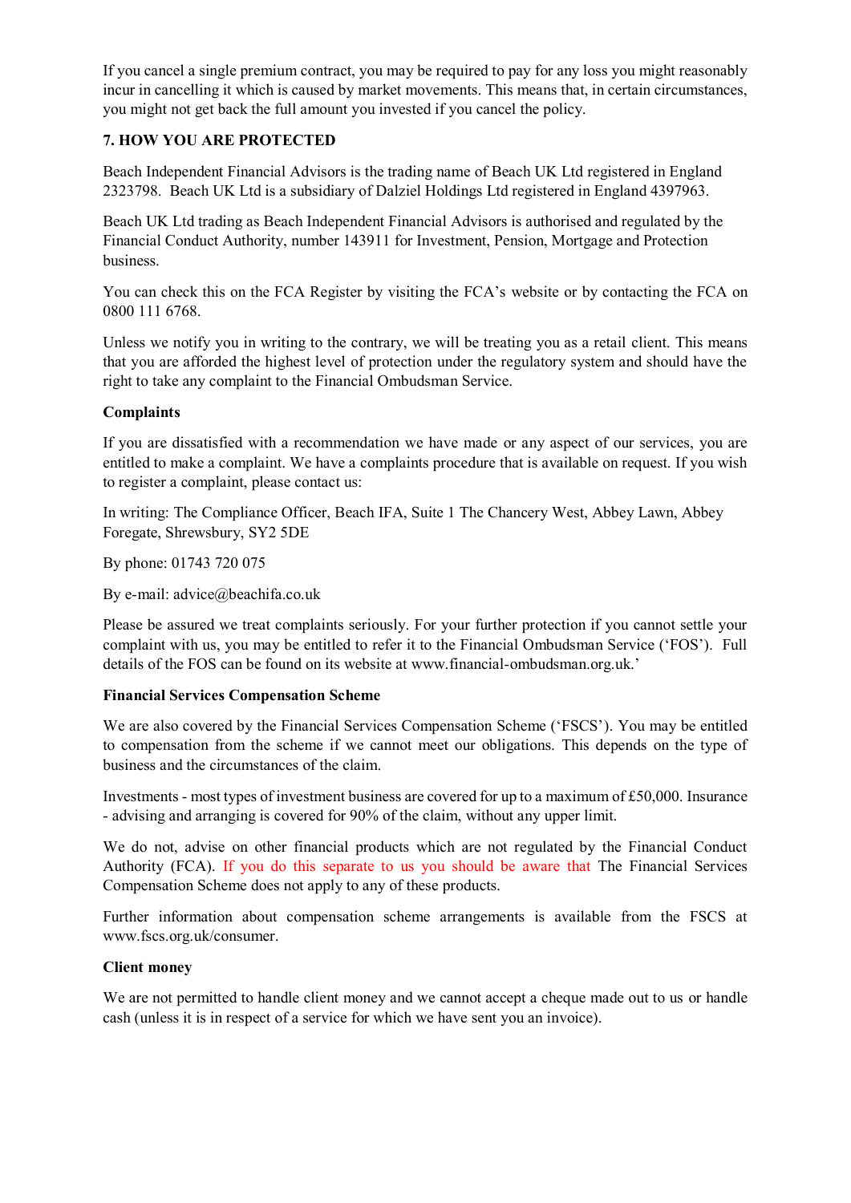If you cancel a single premium contract, you may be required to pay for any loss you might reasonably incur in cancelling it which is caused by market movements. This means that, in certain circumstances, you might not get back the full amount you invested if you cancel the policy.

## 7. HOW YOU ARE PROTECTED

Beach Independent Financial Advisors is the trading name of Beach UK Ltd registered in England 2323798. Beach UK Ltd is a subsidiary of Dalziel Holdings Ltd registered in England 4397963.

Beach UK Ltd trading as Beach Independent Financial Advisors is authorised and regulated by the Financial Conduct Authority, number 143911 for Investment, Pension, Mortgage and Protection business.

You can check this on the FCA Register by visiting the FCA's website or by contacting the FCA on 0800 111 6768.

Unless we notify you in writing to the contrary, we will be treating you as a retail client. This means that you are afforded the highest level of protection under the regulatory system and should have the right to take any complaint to the Financial Ombudsman Service.

### Complaints

If you are dissatisfied with a recommendation we have made or any aspect of our services, you are entitled to make a complaint. We have a complaints procedure that is available on request. If you wish to register a complaint, please contact us:

In writing: The Compliance Officer, Beach IFA, Suite 1 The Chancery West, Abbey Lawn, Abbey Foregate, Shrewsbury, SY2 5DE

By phone: 01743 720 075

By e-mail: advice@beachifa.co.uk

Please be assured we treat complaints seriously. For your further protection if you cannot settle your complaint with us, you may be entitled to refer it to the Financial Ombudsman Service ('FOS'). Full details of the FOS can be found on its website at www.financial-ombudsman.org.uk.'

### Financial Services Compensation Scheme

We are also covered by the Financial Services Compensation Scheme ('FSCS'). You may be entitled to compensation from the scheme if we cannot meet our obligations. This depends on the type of business and the circumstances of the claim.

Investments - most types of investment business are covered for up to a maximum of £50,000. Insurance - advising and arranging is covered for 90% of the claim, without any upper limit.

We do not, advise on other financial products which are not regulated by the Financial Conduct Authority (FCA). If you do this separate to us you should be aware that The Financial Services Compensation Scheme does not apply to any of these products.

Further information about compensation scheme arrangements is available from the FSCS at www.fscs.org.uk/consumer.

### Client money

We are not permitted to handle client money and we cannot accept a cheque made out to us or handle cash (unless it is in respect of a service for which we have sent you an invoice).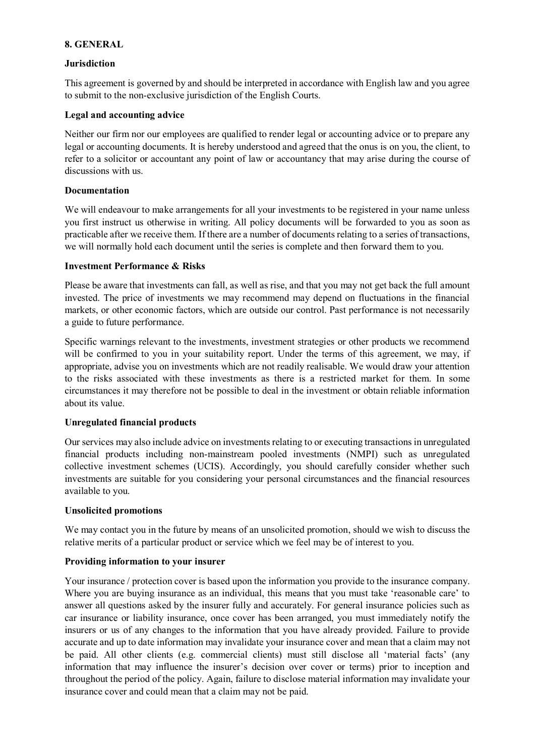## 8. GENERAL

### Jurisdiction

This agreement is governed by and should be interpreted in accordance with English law and you agree to submit to the non-exclusive jurisdiction of the English Courts.

### Legal and accounting advice

Neither our firm nor our employees are qualified to render legal or accounting advice or to prepare any legal or accounting documents. It is hereby understood and agreed that the onus is on you, the client, to refer to a solicitor or accountant any point of law or accountancy that may arise during the course of discussions with us.

### Documentation

We will endeavour to make arrangements for all your investments to be registered in your name unless you first instruct us otherwise in writing. All policy documents will be forwarded to you as soon as practicable after we receive them. If there are a number of documents relating to a series of transactions, we will normally hold each document until the series is complete and then forward them to you.

### Investment Performance & Risks

Please be aware that investments can fall, as well as rise, and that you may not get back the full amount invested. The price of investments we may recommend may depend on fluctuations in the financial markets, or other economic factors, which are outside our control. Past performance is not necessarily a guide to future performance.

Specific warnings relevant to the investments, investment strategies or other products we recommend will be confirmed to you in your suitability report. Under the terms of this agreement, we may, if appropriate, advise you on investments which are not readily realisable. We would draw your attention to the risks associated with these investments as there is a restricted market for them. In some circumstances it may therefore not be possible to deal in the investment or obtain reliable information about its value.

### Unregulated financial products

Our services may also include advice on investments relating to or executing transactions in unregulated financial products including non-mainstream pooled investments (NMPI) such as unregulated collective investment schemes (UCIS). Accordingly, you should carefully consider whether such investments are suitable for you considering your personal circumstances and the financial resources available to you.

### Unsolicited promotions

We may contact you in the future by means of an unsolicited promotion, should we wish to discuss the relative merits of a particular product or service which we feel may be of interest to you.

### Providing information to your insurer

Your insurance / protection cover is based upon the information you provide to the insurance company. Where you are buying insurance as an individual, this means that you must take 'reasonable care' to answer all questions asked by the insurer fully and accurately. For general insurance policies such as car insurance or liability insurance, once cover has been arranged, you must immediately notify the insurers or us of any changes to the information that you have already provided. Failure to provide accurate and up to date information may invalidate your insurance cover and mean that a claim may not be paid. All other clients (e.g. commercial clients) must still disclose all 'material facts' (any information that may influence the insurer's decision over cover or terms) prior to inception and throughout the period of the policy. Again, failure to disclose material information may invalidate your insurance cover and could mean that a claim may not be paid.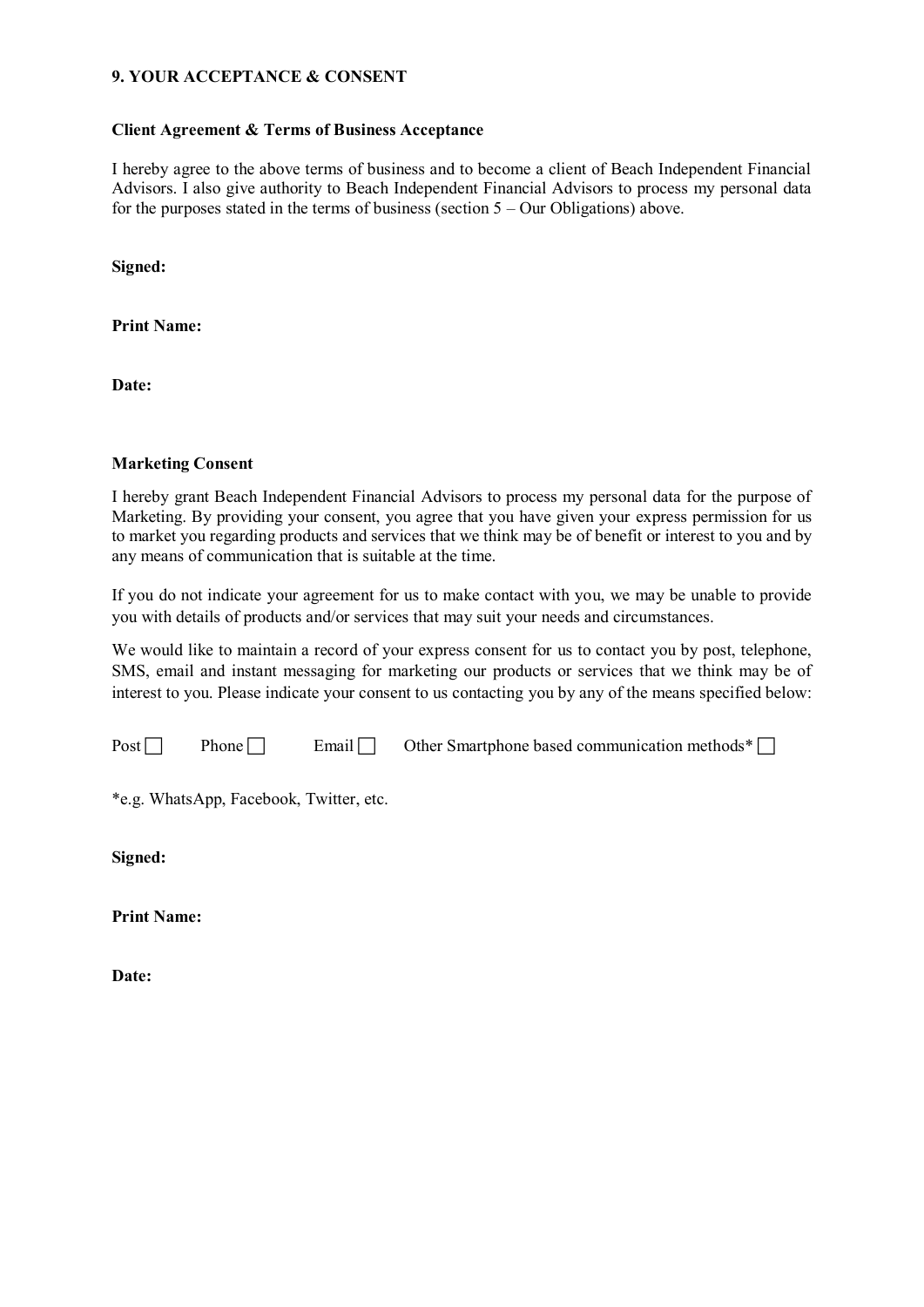## 9. YOUR ACCEPTANCE & CONSENT

### Client Agreement & Terms of Business Acceptance

I hereby agree to the above terms of business and to become a client of Beach Independent Financial Advisors. I also give authority to Beach Independent Financial Advisors to process my personal data for the purposes stated in the terms of business (section 5 – Our Obligations) above.

**Signed:**

**Print Name:**

**Date:**

### Marketing Consent

I hereby grant Beach Independent Financial Advisors to process my personal data for the purpose of Marketing. By providing your consent, you agree that you have given your express permission for us to market you regarding products and services that we think may be of benefit or interest to you and by any means of communication that is suitable at the time.

If you do not indicate your agreement for us to make contact with you, we may be unable to provide you with details of products and/or services that may suit your needs and circumstances.

We would like to maintain a record of your express consent for us to contact you by post, telephone, SMS, email and instant messaging for marketing our products or services that we think may be of interest to you. Please indicate your consent to us contacting you by any of the means specified below:

Post ☐ Phone ☐ Email ☐ Other Smartphone based communication methods* ☐

*e.g. WhatsApp, Facebook, Twitter, etc.

**Signed:**

**Print Name:**

**Date:**